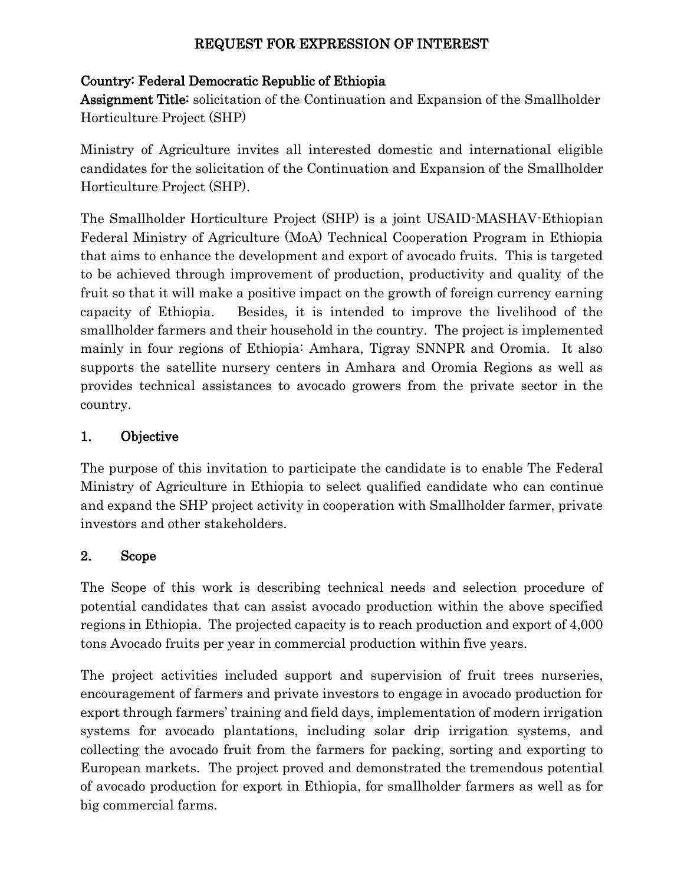# REQUEST FOR EXPRESSION OF INTEREST

**Country: Federal Democratic Republic of Ethiopia**
**Assignment Title:** solicitation of the Continuation and Expansion of the Smallholder Horticulture Project (SHP)

Ministry of Agriculture invites all interested domestic and international eligible candidates for the solicitation of the Continuation and Expansion of the Smallholder Horticulture Project (SHP).

The Smallholder Horticulture Project (SHP) is a joint USAID-MASHAV-Ethiopian Federal Ministry of Agriculture (MoA) Technical Cooperation Program in Ethiopia that aims to enhance the development and export of avocado fruits. This is targeted to be achieved through improvement of production, productivity and quality of the fruit so that it will make a positive impact on the growth of foreign currency earning capacity of Ethiopia. Besides, it is intended to improve the livelihood of the smallholder farmers and their household in the country. The project is implemented mainly in four regions of Ethiopia: Amhara, Tigray SNNPR and Oromia. It also supports the satellite nursery centers in Amhara and Oromia Regions as well as provides technical assistances to avocado growers from the private sector in the country.

## 1. Objective

The purpose of this invitation to participate the candidate is to enable The Federal Ministry of Agriculture in Ethiopia to select qualified candidate who can continue and expand the SHP project activity in cooperation with Smallholder farmer, private investors and other stakeholders.

## 2. Scope

The Scope of this work is describing technical needs and selection procedure of potential candidates that can assist avocado production within the above specified regions in Ethiopia. The projected capacity is to reach production and export of 4,000 tons Avocado fruits per year in commercial production within five years.

The project activities included support and supervision of fruit trees nurseries, encouragement of farmers and private investors to engage in avocado production for export through farmers' training and field days, implementation of modern irrigation systems for avocado plantations, including solar drip irrigation systems, and collecting the avocado fruit from the farmers for packing, sorting and exporting to European markets. The project proved and demonstrated the tremendous potential of avocado production for export in Ethiopia, for smallholder farmers as well as for big commercial farms.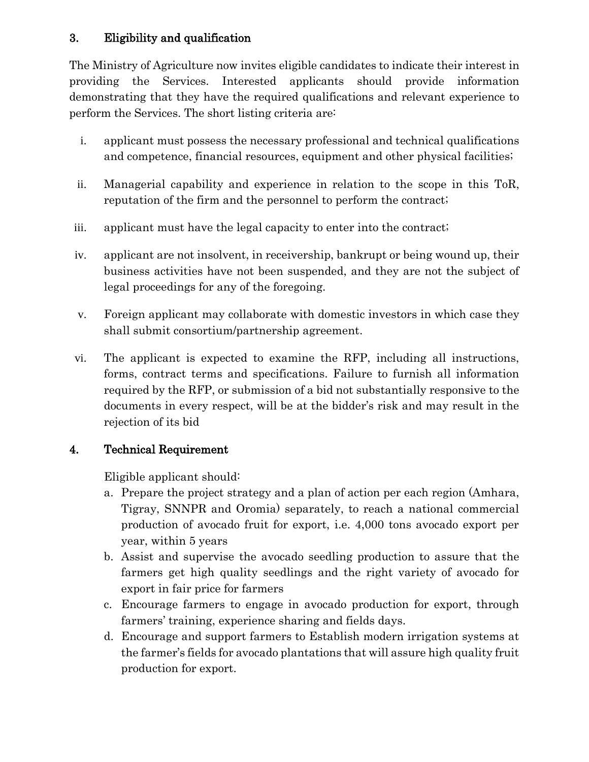## 3. Eligibility and qualification

The Ministry of Agriculture now invites eligible candidates to indicate their interest in providing the Services. Interested applicants should provide information demonstrating that they have the required qualifications and relevant experience to perform the Services. The short listing criteria are:

i. applicant must possess the necessary professional and technical qualifications and competence, financial resources, equipment and other physical facilities;

ii. Managerial capability and experience in relation to the scope in this ToR, reputation of the firm and the personnel to perform the contract;

iii. applicant must have the legal capacity to enter into the contract;

iv. applicant are not insolvent, in receivership, bankrupt or being wound up, their business activities have not been suspended, and they are not the subject of legal proceedings for any of the foregoing.

v. Foreign applicant may collaborate with domestic investors in which case they shall submit consortium/partnership agreement.

vi. The applicant is expected to examine the RFP, including all instructions, forms, contract terms and specifications. Failure to furnish all information required by the RFP, or submission of a bid not substantially responsive to the documents in every respect, will be at the bidder's risk and may result in the rejection of its bid

## 4. Technical Requirement

Eligible applicant should:

a. Prepare the project strategy and a plan of action per each region (Amhara, Tigray, SNNPR and Oromia) separately, to reach a national commercial production of avocado fruit for export, i.e. 4,000 tons avocado export per year, within 5 years
b. Assist and supervise the avocado seedling production to assure that the farmers get high quality seedlings and the right variety of avocado for export in fair price for farmers
c. Encourage farmers to engage in avocado production for export, through farmers' training, experience sharing and fields days.
d. Encourage and support farmers to Establish modern irrigation systems at the farmer's fields for avocado plantations that will assure high quality fruit production for export.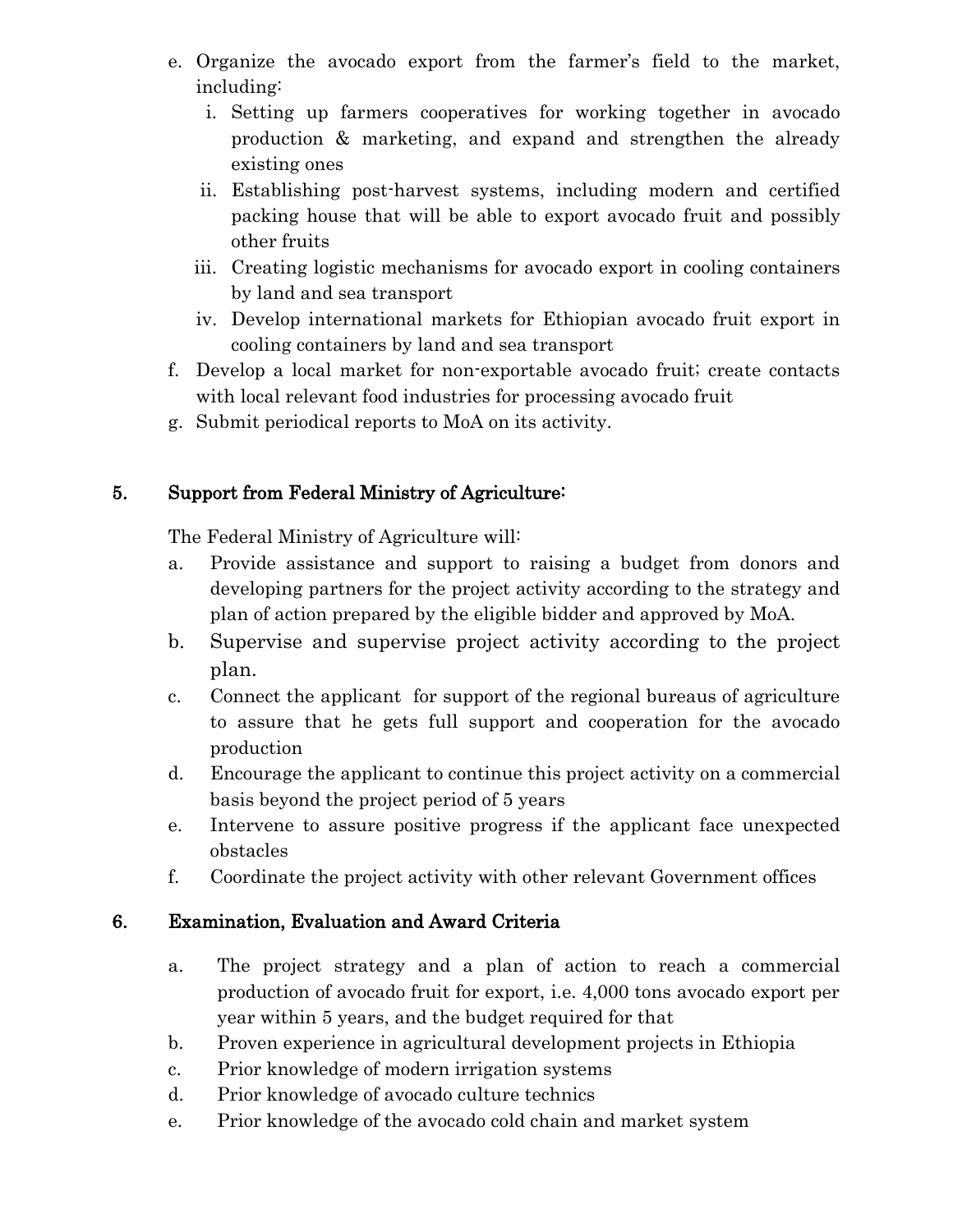e. Organize the avocado export from the farmer's field to the market, including:
   i. Setting up farmers cooperatives for working together in avocado production & marketing, and expand and strengthen the already existing ones
   ii. Establishing post-harvest systems, including modern and certified packing house that will be able to export avocado fruit and possibly other fruits
   iii. Creating logistic mechanisms for avocado export in cooling containers by land and sea transport
   iv. Develop international markets for Ethiopian avocado fruit export in cooling containers by land and sea transport

f. Develop a local market for non-exportable avocado fruit; create contacts with local relevant food industries for processing avocado fruit

g. Submit periodical reports to MoA on its activity.

## 5. Support from Federal Ministry of Agriculture:

The Federal Ministry of Agriculture will:

a. Provide assistance and support to raising a budget from donors and developing partners for the project activity according to the strategy and plan of action prepared by the eligible bidder and approved by MoA.

b. Supervise and supervise project activity according to the project plan.

c. Connect the applicant for support of the regional bureaus of agriculture to assure that he gets full support and cooperation for the avocado production

d. Encourage the applicant to continue this project activity on a commercial basis beyond the project period of 5 years

e. Intervene to assure positive progress if the applicant face unexpected obstacles

f. Coordinate the project activity with other relevant Government offices

## 6. Examination, Evaluation and Award Criteria

a. The project strategy and a plan of action to reach a commercial production of avocado fruit for export, i.e. 4,000 tons avocado export per year within 5 years, and the budget required for that

b. Proven experience in agricultural development projects in Ethiopia

c. Prior knowledge of modern irrigation systems

d. Prior knowledge of avocado culture technics

e. Prior knowledge of the avocado cold chain and market system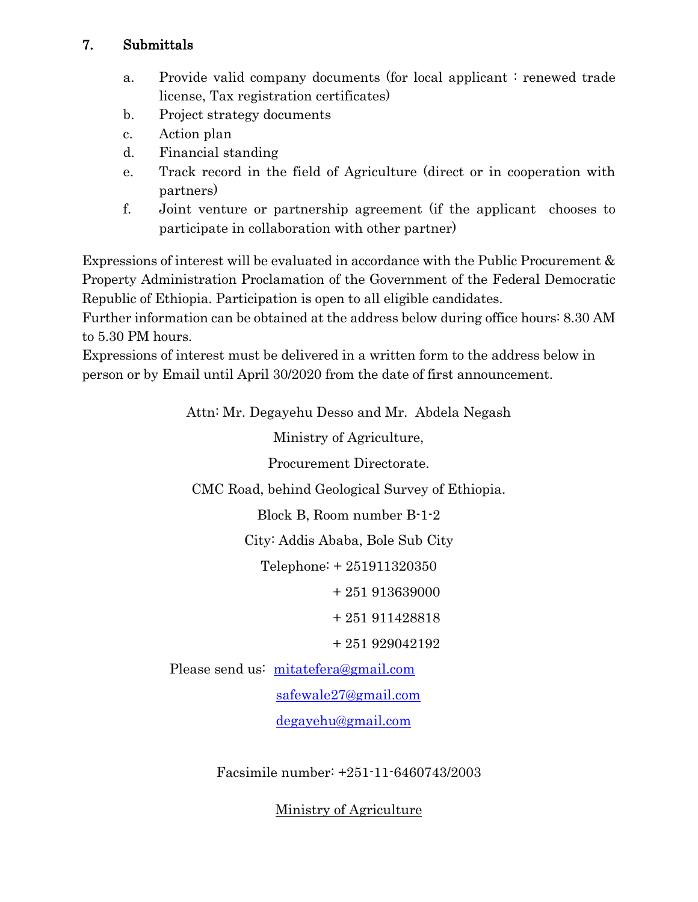## 7. Submittals

a. Provide valid company documents (for local applicant : renewed trade license, Tax registration certificates)

b. Project strategy documents

c. Action plan

d. Financial standing

e. Track record in the field of Agriculture (direct or in cooperation with partners)

f. Joint venture or partnership agreement (if the applicant chooses to participate in collaboration with other partner)

Expressions of interest will be evaluated in accordance with the Public Procurement & Property Administration Proclamation of the Government of the Federal Democratic Republic of Ethiopia. Participation is open to all eligible candidates.

Further information can be obtained at the address below during office hours: 8.30 AM to 5.30 PM hours.

Expressions of interest must be delivered in a written form to the address below in person or by Email until April 30/2020 from the date of first announcement.

Attn: Mr. Degayehu Desso and Mr. Abdela Negash

Ministry of Agriculture,

Procurement Directorate.

CMC Road, behind Geological Survey of Ethiopia.

Block B, Room number B-1-2

City: Addis Ababa, Bole Sub City

Telephone: + 251911320350

+ 251 913639000

+ 251 911428818

+ 251 929042192

Please send us: mitatefera@gmail.com

safewale27@gmail.com

degayehu@gmail.com

Facsimile number: +251-11-6460743/2003

Ministry of Agriculture